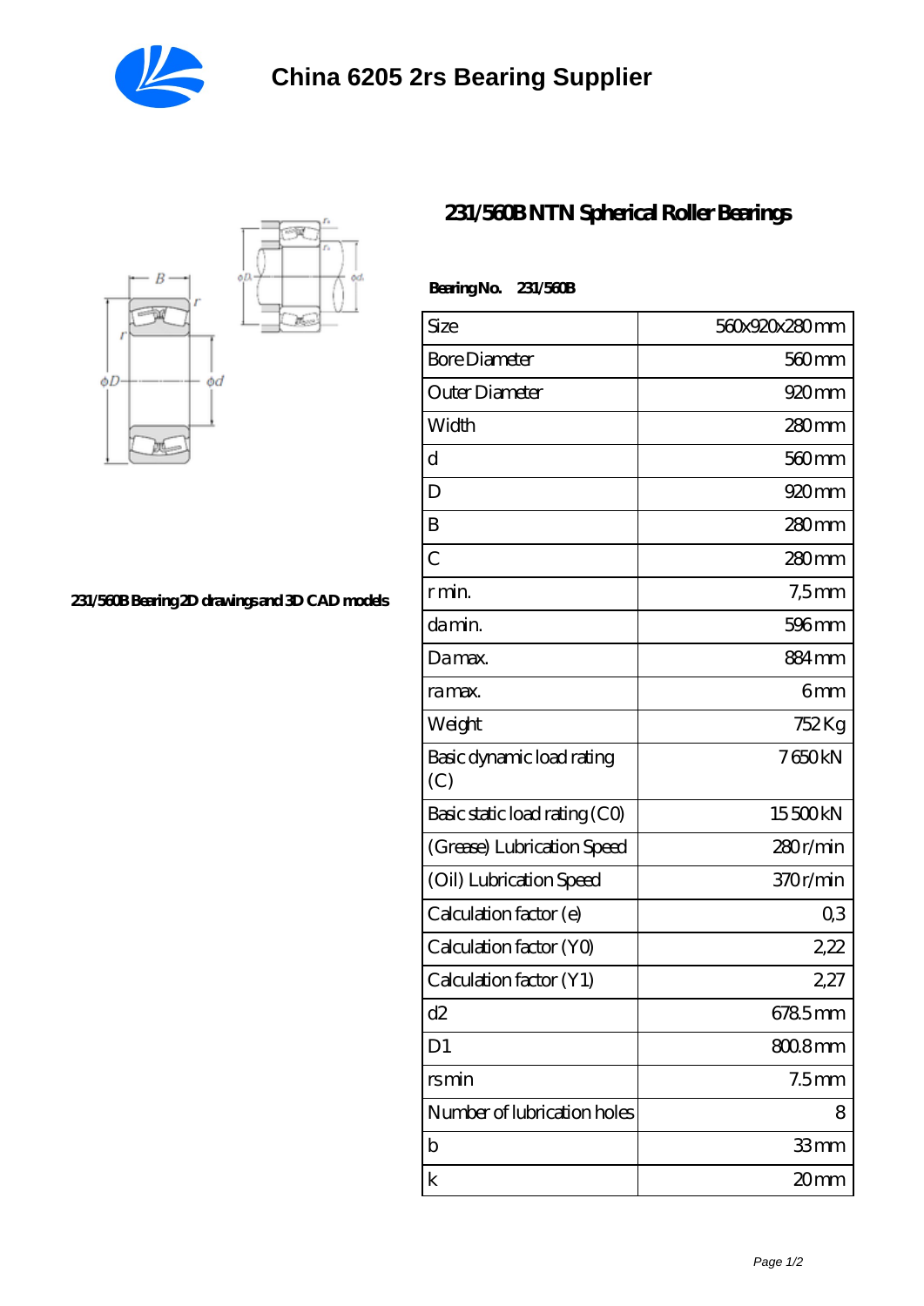# China 6205 2rs Bearing Supplier

## 231/560B NTN Spherical Roller Bearings

231/560B Bearing 2D drawings and 3D CAD models

**Bearing No.** 231/560B

| Size | 560x920x280 mm |
|---|---|
| Bore Diameter | 560 mm |
| Outer Diameter | 920 mm |
| Width | 280 mm |
| d | 560 mm |
| D | 920 mm |
| B | 280 mm |
| C | 280 mm |
| r min. | 7,5 mm |
| da min. | 596 mm |
| Da max. | 884 mm |
| ra max. | 6 mm |
| Weight | 752 Kg |
| Basic dynamic load rating (C) | 7 650 kN |
| Basic static load rating (C0) | 15 500 kN |
| (Grease) Lubrication Speed | 280 r/min |
| (Oil) Lubrication Speed | 370 r/min |
| Calculation factor (e) | 0,3 |
| Calculation factor (Y0) | 2,22 |
| Calculation factor (Y1) | 2,27 |
| d2 | 678.5 mm |
| D1 | 800.8 mm |
| rs min | 7.5 mm |
| Number of lubrication holes | 8 |
| b | 33 mm |
| k | 20 mm |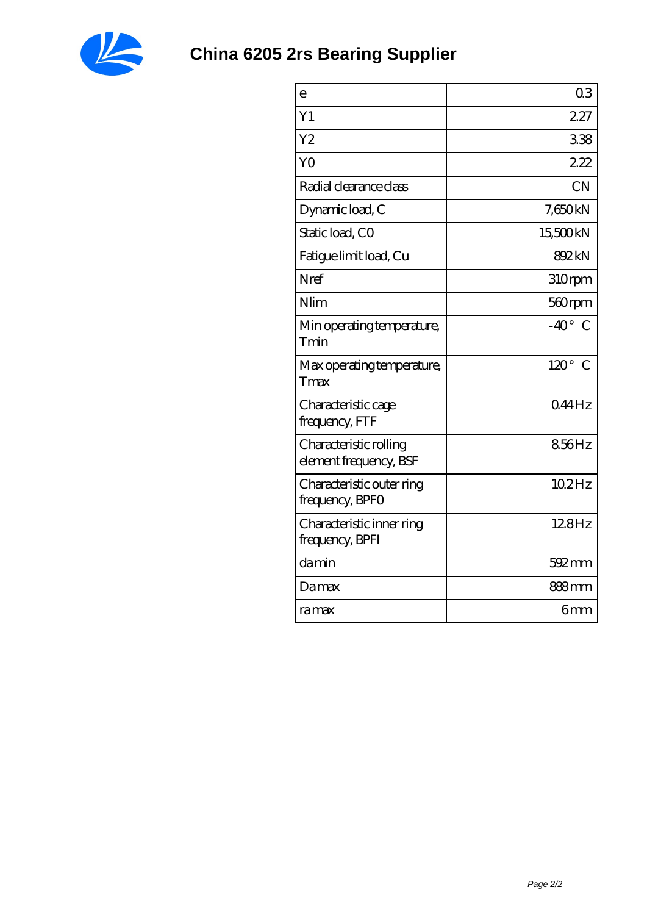# China 6205 2rs Bearing Supplier

| | |
|---|---|
| e | 0.3 |
| Y1 | 2.27 |
| Y2 | 3.38 |
| Y0 | 2.22 |
| Radial clearance class | CN |
| Dynamic load, C | 7,650 kN |
| Static load, C0 | 15,500 kN |
| Fatigue limit load, Cu | 892 kN |
| Nref | 310 rpm |
| Nlim | 560 rpm |
| Min operating temperature, Tmin | -40 ° C |
| Max operating temperature, Tmax | 120 ° C |
| Characteristic cage frequency, FTF | 0.44 Hz |
| Characteristic rolling element frequency, BSF | 8.56 Hz |
| Characteristic outer ring frequency, BPF0 | 10.2 Hz |
| Characteristic inner ring frequency, BPFI | 12.8 Hz |
| da min | 592 mm |
| Da max | 888 mm |
| ra max | 6 mm |